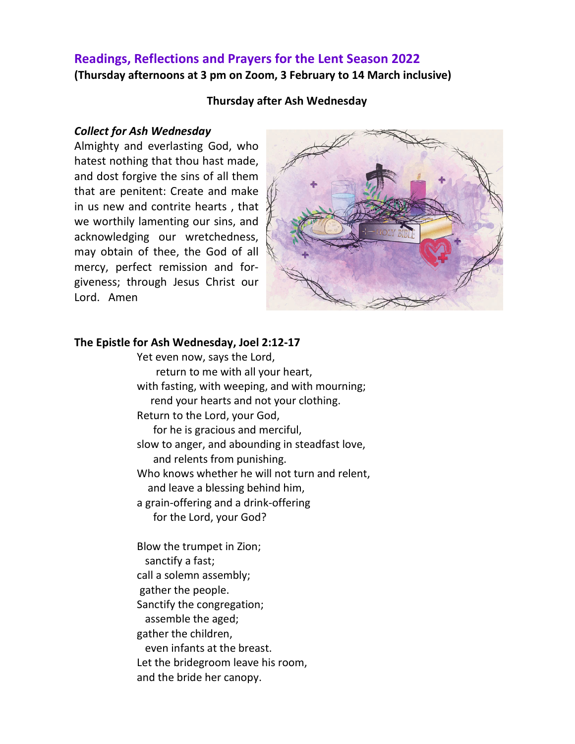# Readings, Reflections and Prayers for the Lent Season 2022

**(Thursday afternoons at 3 pm on Zoom, 3 February to 14 March inclusive)**

**Thursday after Ash Wednesday**

***Collect for Ash Wednesday***

Almighty and everlasting God, who hatest nothing that thou hast made, and dost forgive the sins of all them that are penitent: Create and make in us new and contrite hearts , that we worthily lamenting our sins, and acknowledging our wretchedness, may obtain of thee, the God of all mercy, perfect remission and forgiveness; through Jesus Christ our Lord. Amen

**The Epistle for Ash Wednesday, Joel 2:12-17**

Yet even now, says the Lord,
  return to me with all your heart,
with fasting, with weeping, and with mourning;
  rend your hearts and not your clothing.
Return to the Lord, your God,
  for he is gracious and merciful,
slow to anger, and abounding in steadfast love,
  and relents from punishing.
Who knows whether he will not turn and relent,
  and leave a blessing behind him,
a grain-offering and a drink-offering
  for the Lord, your God?

Blow the trumpet in Zion;
  sanctify a fast;
call a solemn assembly;
  gather the people.
Sanctify the congregation;
  assemble the aged;
gather the children,
  even infants at the breast.
Let the bridegroom leave his room,
and the bride her canopy.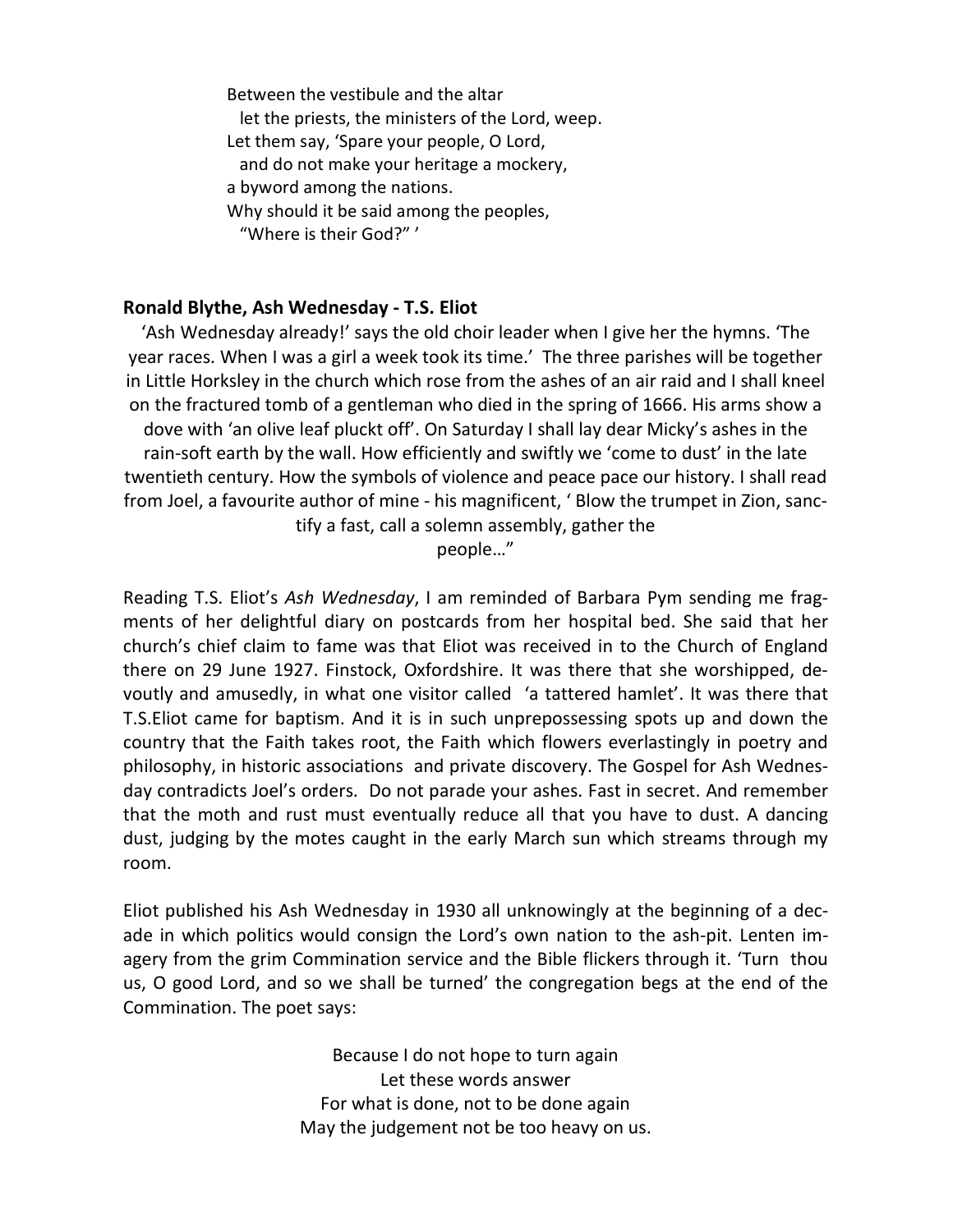Between the vestibule and the altar
  let the priests, the ministers of the Lord, weep.
Let them say, 'Spare your people, O Lord,
  and do not make your heritage a mockery,
a byword among the nations.
Why should it be said among the peoples,
  "Where is their God?" '

**Ronald Blythe, Ash Wednesday - T.S. Eliot**

'Ash Wednesday already!' says the old choir leader when I give her the hymns. 'The year races. When I was a girl a week took its time.' The three parishes will be together in Little Horksley in the church which rose from the ashes of an air raid and I shall kneel on the fractured tomb of a gentleman who died in the spring of 1666. His arms show a dove with 'an olive leaf pluckt off'. On Saturday I shall lay dear Micky's ashes in the rain-soft earth by the wall. How efficiently and swiftly we 'come to dust' in the late twentieth century. How the symbols of violence and peace pace our history. I shall read from Joel, a favourite author of mine - his magnificent, ' Blow the trumpet in Zion, sanctify a fast, call a solemn assembly, gather the people…"

Reading T.S. Eliot's *Ash Wednesday*, I am reminded of Barbara Pym sending me fragments of her delightful diary on postcards from her hospital bed. She said that her church's chief claim to fame was that Eliot was received in to the Church of England there on 29 June 1927. Finstock, Oxfordshire. It was there that she worshipped, devoutly and amusedly, in what one visitor called 'a tattered hamlet'. It was there that T.S.Eliot came for baptism. And it is in such unprepossessing spots up and down the country that the Faith takes root, the Faith which flowers everlastingly in poetry and philosophy, in historic associations and private discovery. The Gospel for Ash Wednesday contradicts Joel's orders. Do not parade your ashes. Fast in secret. And remember that the moth and rust must eventually reduce all that you have to dust. A dancing dust, judging by the motes caught in the early March sun which streams through my room.

Eliot published his Ash Wednesday in 1930 all unknowingly at the beginning of a decade in which politics would consign the Lord's own nation to the ash-pit. Lenten imagery from the grim Commination service and the Bible flickers through it. 'Turn thou us, O good Lord, and so we shall be turned' the congregation begs at the end of the Commination. The poet says:

Because I do not hope to turn again
Let these words answer
For what is done, not to be done again
May the judgement not be too heavy on us.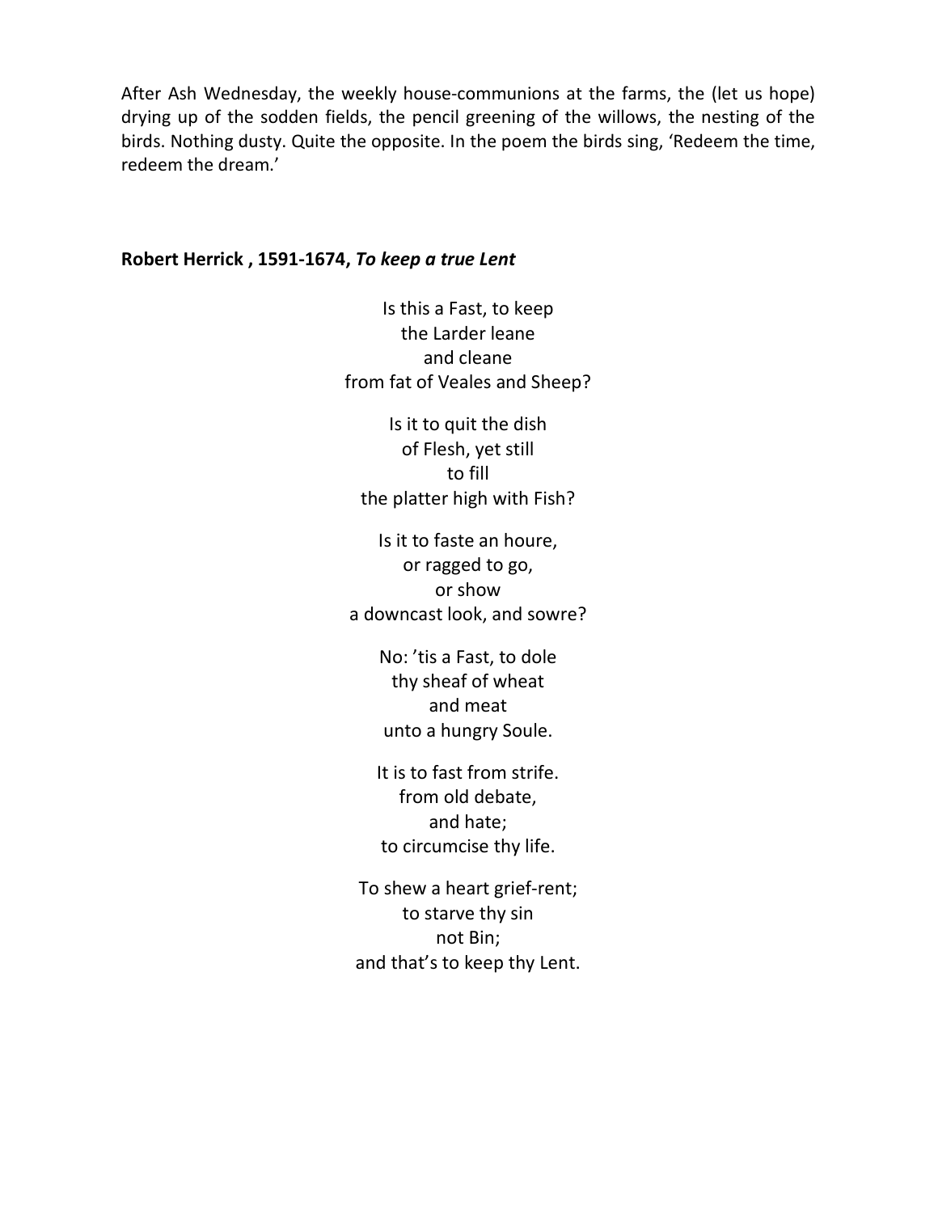After Ash Wednesday, the weekly house-communions at the farms, the (let us hope) drying up of the sodden fields, the pencil greening of the willows, the nesting of the birds. Nothing dusty. Quite the opposite. In the poem the birds sing, 'Redeem the time, redeem the dream.'

**Robert Herrick , 1591-1674, *To keep a true Lent***

Is this a Fast, to keep  
the Larder leane  
and cleane  
from fat of Veales and Sheep?

Is it to quit the dish  
of Flesh, yet still  
to fill  
the platter high with Fish?

Is it to faste an houre,  
or ragged to go,  
or show  
a downcast look, and sowre?

No: 'tis a Fast, to dole  
thy sheaf of wheat  
and meat  
unto a hungry Soule.

It is to fast from strife.  
from old debate,  
and hate;  
to circumcise thy life.

To shew a heart grief-rent;  
to starve thy sin  
not Bin;  
and that's to keep thy Lent.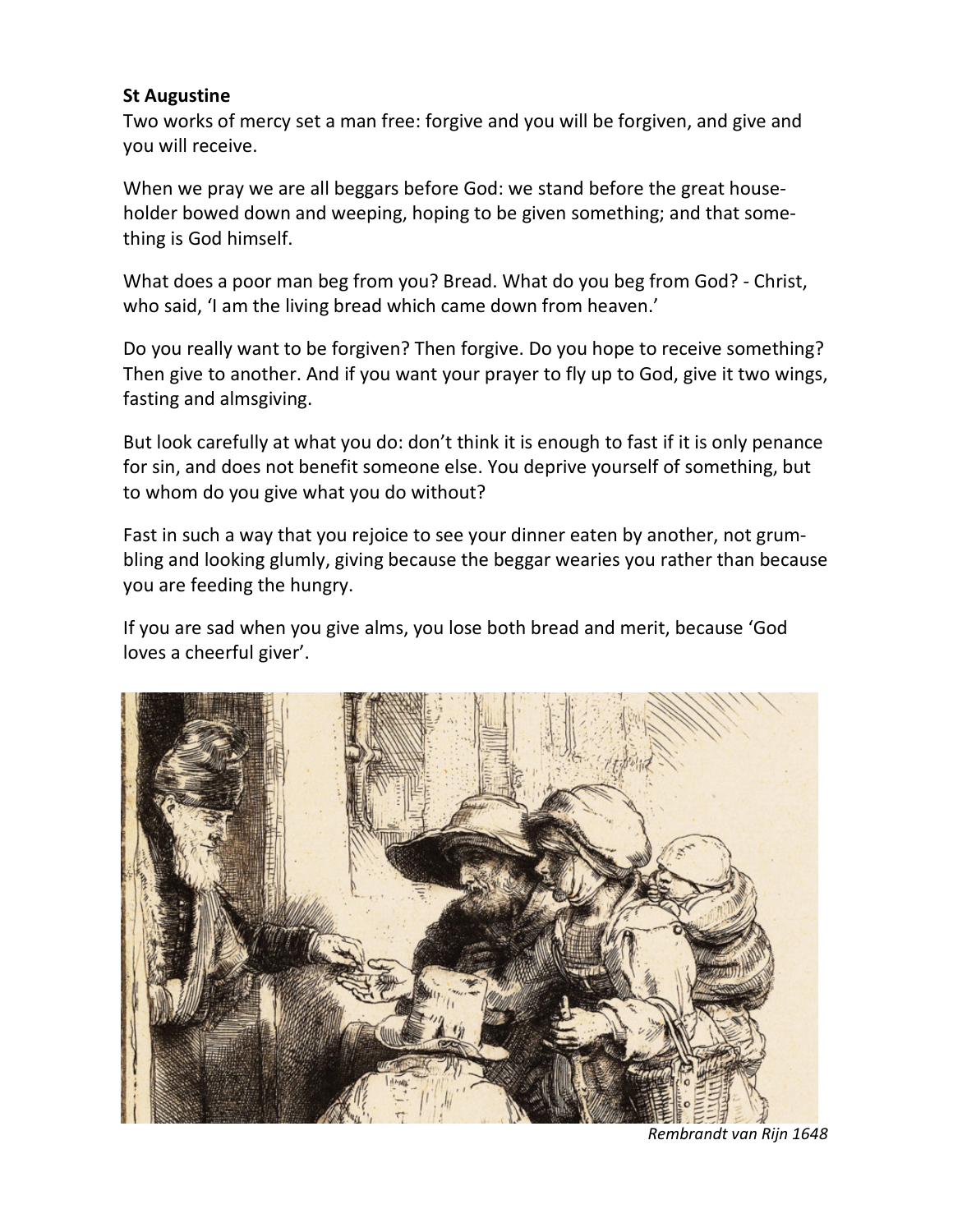**St Augustine**

Two works of mercy set a man free: forgive and you will be forgiven, and give and you will receive.

When we pray we are all beggars before God: we stand before the great householder bowed down and weeping, hoping to be given something; and that something is God himself.

What does a poor man beg from you? Bread. What do you beg from God? - Christ, who said, 'I am the living bread which came down from heaven.'

Do you really want to be forgiven? Then forgive. Do you hope to receive something? Then give to another. And if you want your prayer to fly up to God, give it two wings, fasting and almsgiving.

But look carefully at what you do: don't think it is enough to fast if it is only penance for sin, and does not benefit someone else. You deprive yourself of something, but to whom do you give what you do without?

Fast in such a way that you rejoice to see your dinner eaten by another, not grumbling and looking glumly, giving because the beggar wearies you rather than because you are feeding the hungry.

If you are sad when you give alms, you lose both bread and merit, because 'God loves a cheerful giver'.

*Rembrandt van Rijn 1648*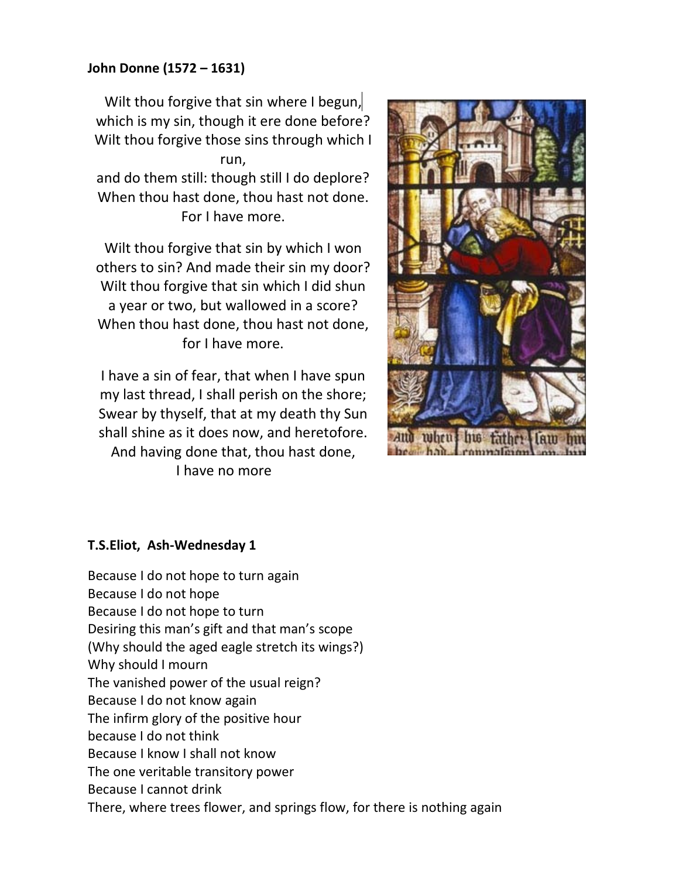**John Donne (1572 – 1631)**

Wilt thou forgive that sin where I begun,
which is my sin, though it ere done before?
Wilt thou forgive those sins through which I run,
and do them still: though still I do deplore?
When thou hast done, thou hast not done.
For I have more.

Wilt thou forgive that sin by which I won
others to sin? And made their sin my door?
Wilt thou forgive that sin which I did shun
a year or two, but wallowed in a score?
When thou hast done, thou hast not done,
for I have more.

I have a sin of fear, that when I have spun
my last thread, I shall perish on the shore;
Swear by thyself, that at my death thy Sun
shall shine as it does now, and heretofore.
And having done that, thou hast done,
I have no more

**T.S.Eliot, Ash-Wednesday 1**

Because I do not hope to turn again
Because I do not hope
Because I do not hope to turn
Desiring this man's gift and that man's scope
(Why should the aged eagle stretch its wings?)
Why should I mourn
The vanished power of the usual reign?
Because I do not know again
The infirm glory of the positive hour
because I do not think
Because I know I shall not know
The one veritable transitory power
Because I cannot drink
There, where trees flower, and springs flow, for there is nothing again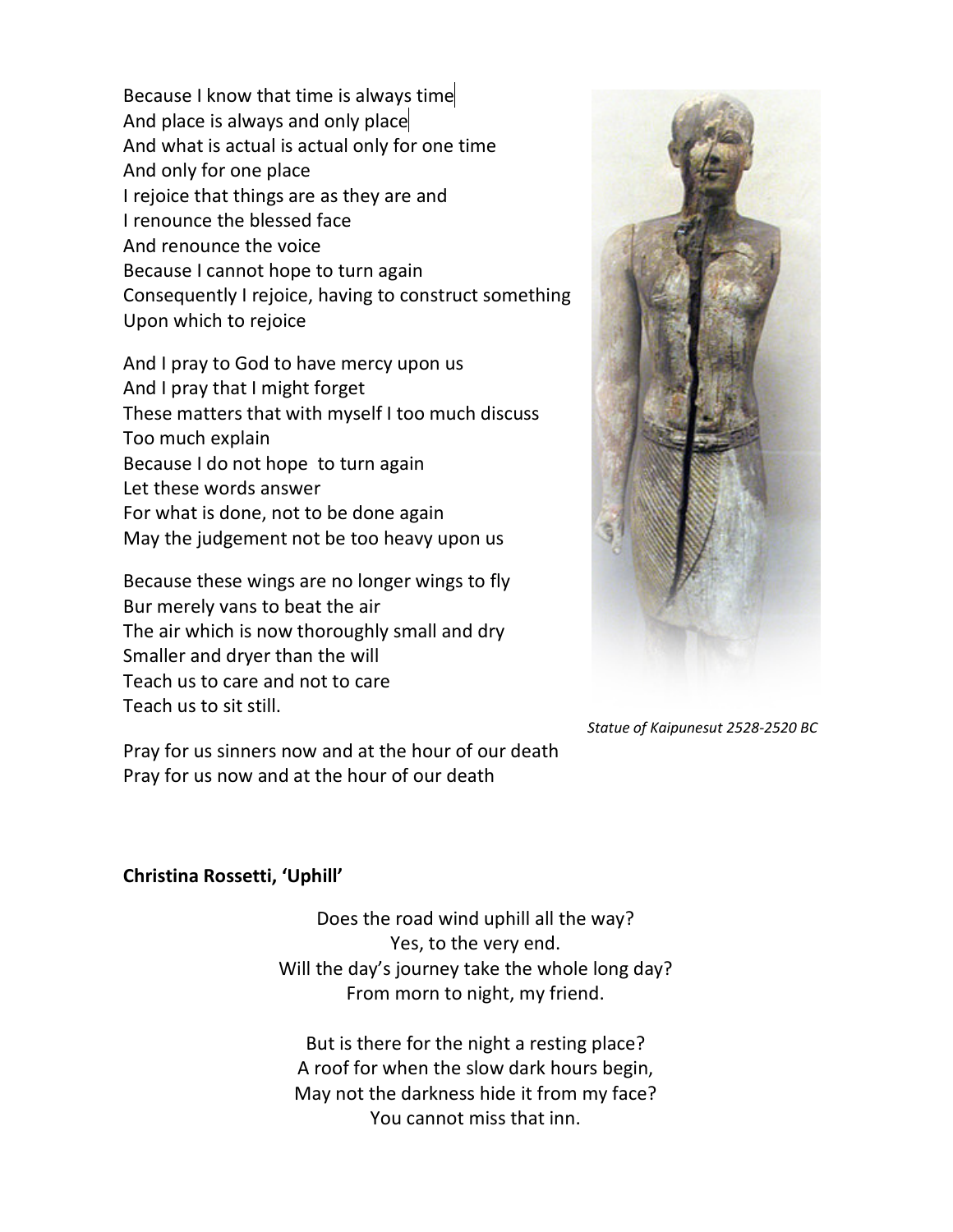Because I know that time is always time
And place is always and only place
And what is actual is actual only for one time
And only for one place
I rejoice that things are as they are and
I renounce the blessed face
And renounce the voice
Because I cannot hope to turn again
Consequently I rejoice, having to construct something
Upon which to rejoice

And I pray to God to have mercy upon us
And I pray that I might forget
These matters that with myself I too much discuss
Too much explain
Because I do not hope  to turn again
Let these words answer
For what is done, not to be done again
May the judgement not be too heavy upon us

Because these wings are no longer wings to fly
Bur merely vans to beat the air
The air which is now thoroughly small and dry
Smaller and dryer than the will
Teach us to care and not to care
Teach us to sit still.

*Statue of Kaipunesut 2528-2520 BC*

Pray for us sinners now and at the hour of our death
Pray for us now and at the hour of our death

**Christina Rossetti, 'Uphill'**

Does the road wind uphill all the way?
Yes, to the very end.
Will the day's journey take the whole long day?
From morn to night, my friend.

But is there for the night a resting place?
A roof for when the slow dark hours begin,
May not the darkness hide it from my face?
You cannot miss that inn.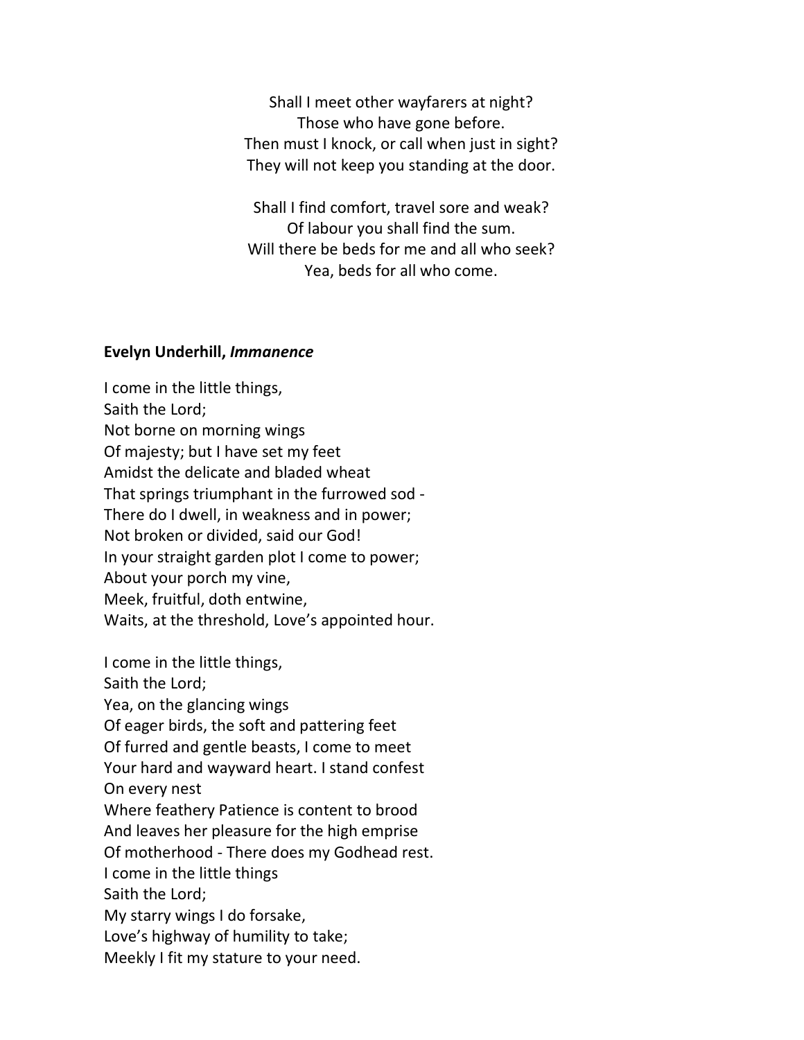Shall I meet other wayfarers at night?  
Those who have gone before.  
Then must I knock, or call when just in sight?  
They will not keep you standing at the door.

Shall I find comfort, travel sore and weak?  
Of labour you shall find the sum.  
Will there be beds for me and all who seek?  
Yea, beds for all who come.

**Evelyn Underhill, *Immanence***

I come in the little things,  
Saith the Lord;  
Not borne on morning wings  
Of majesty; but I have set my feet  
Amidst the delicate and bladed wheat  
That springs triumphant in the furrowed sod -  
There do I dwell, in weakness and in power;  
Not broken or divided, said our God!  
In your straight garden plot I come to power;  
About your porch my vine,  
Meek, fruitful, doth entwine,  
Waits, at the threshold, Love's appointed hour.

I come in the little things,  
Saith the Lord;  
Yea, on the glancing wings  
Of eager birds, the soft and pattering feet  
Of furred and gentle beasts, I come to meet  
Your hard and wayward heart. I stand confest  
On every nest  
Where feathery Patience is content to brood  
And leaves her pleasure for the high emprise  
Of motherhood - There does my Godhead rest.  
I come in the little things  
Saith the Lord;  
My starry wings I do forsake,  
Love's highway of humility to take;  
Meekly I fit my stature to your need.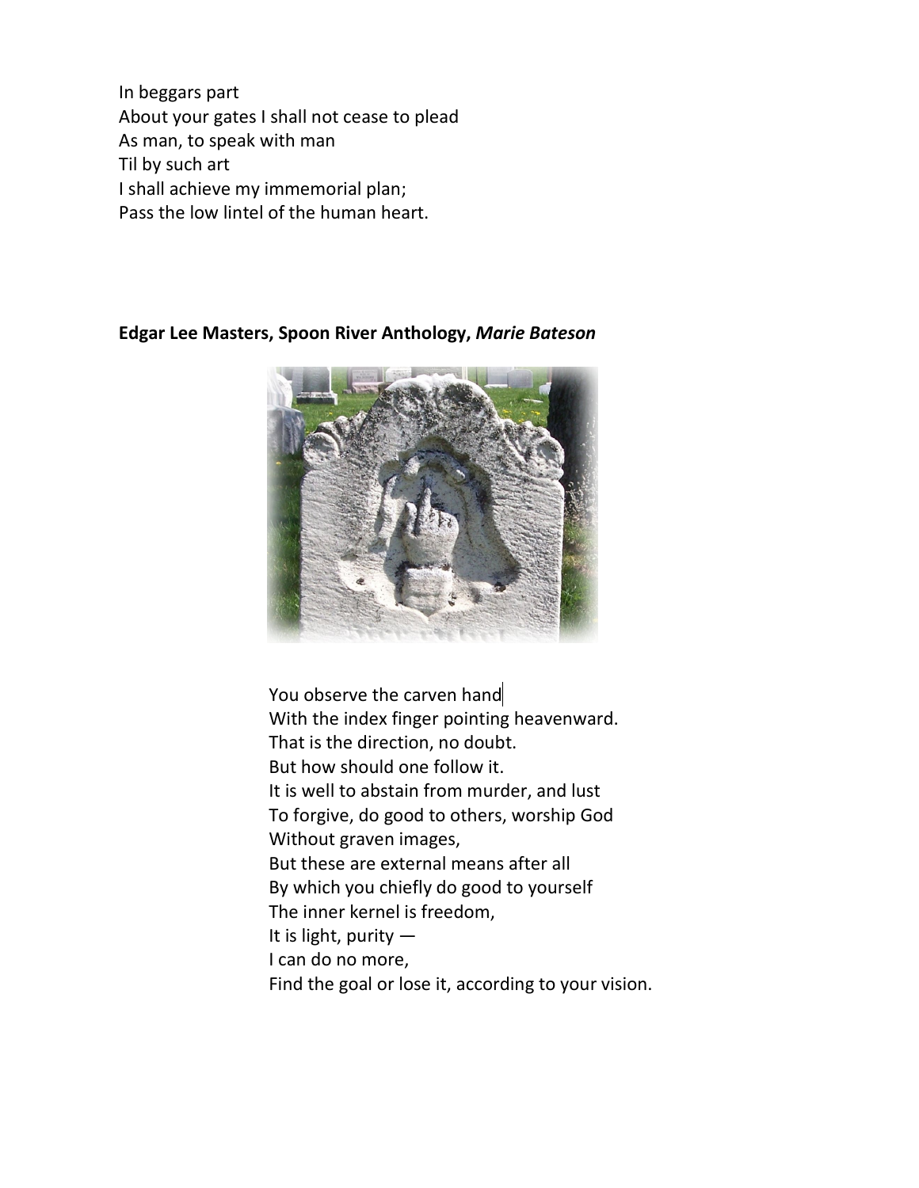In beggars part
About your gates I shall not cease to plead
As man, to speak with man
Til by such art
I shall achieve my immemorial plan;
Pass the low lintel of the human heart.

**Edgar Lee Masters, Spoon River Anthology, *Marie Bateson***

You observe the carven hand
With the index finger pointing heavenward.
That is the direction, no doubt.
But how should one follow it.
It is well to abstain from murder, and lust
To forgive, do good to others, worship God
Without graven images,
But these are external means after all
By which you chiefly do good to yourself
The inner kernel is freedom,
It is light, purity —
I can do no more,
Find the goal or lose it, according to your vision.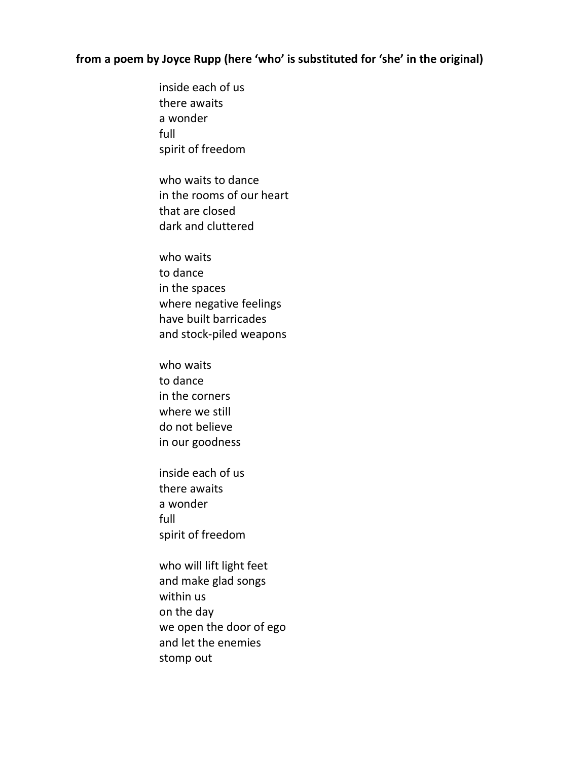**from a poem by Joyce Rupp (here 'who' is substituted for 'she' in the original)**

inside each of us  
there awaits  
a wonder  
full  
spirit of freedom

who waits to dance  
in the rooms of our heart  
that are closed  
dark and cluttered

who waits  
to dance  
in the spaces  
where negative feelings  
have built barricades  
and stock-piled weapons

who waits  
to dance  
in the corners  
where we still  
do not believe  
in our goodness

inside each of us  
there awaits  
a wonder  
full  
spirit of freedom

who will lift light feet  
and make glad songs  
within us  
on the day  
we open the door of ego  
and let the enemies  
stomp out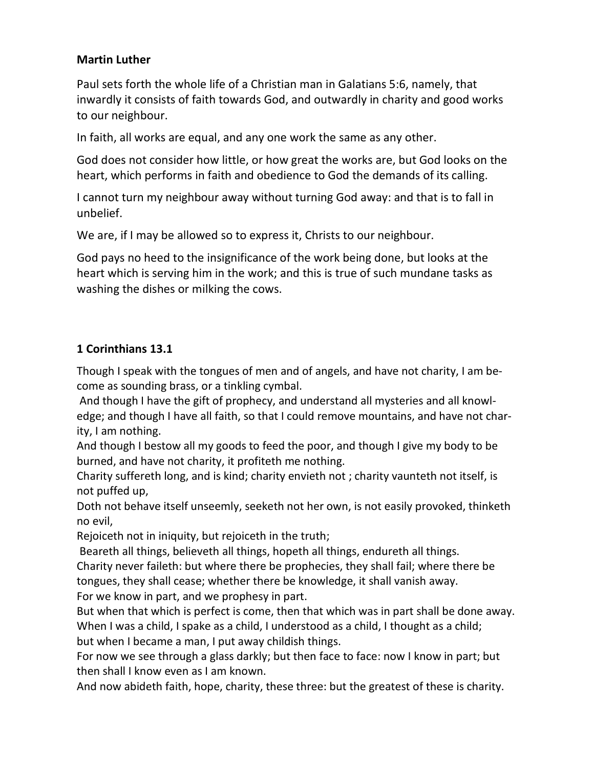**Martin Luther**

Paul sets forth the whole life of a Christian man in Galatians 5:6, namely, that inwardly it consists of faith towards God, and outwardly in charity and good works to our neighbour.

In faith, all works are equal, and any one work the same as any other.

God does not consider how little, or how great the works are, but God looks on the heart, which performs in faith and obedience to God the demands of its calling.

I cannot turn my neighbour away without turning God away: and that is to fall in unbelief.

We are, if I may be allowed so to express it, Christs to our neighbour.

God pays no heed to the insignificance of the work being done, but looks at the heart which is serving him in the work; and this is true of such mundane tasks as washing the dishes or milking the cows.

**1 Corinthians 13.1**

Though I speak with the tongues of men and of angels, and have not charity, I am become as sounding brass, or a tinkling cymbal.
And though I have the gift of prophecy, and understand all mysteries and all knowledge; and though I have all faith, so that I could remove mountains, and have not charity, I am nothing.
And though I bestow all my goods to feed the poor, and though I give my body to be burned, and have not charity, it profiteth me nothing.
Charity suffereth long, and is kind; charity envieth not ; charity vaunteth not itself, is not puffed up,
Doth not behave itself unseemly, seeketh not her own, is not easily provoked, thinketh no evil,
Rejoiceth not in iniquity, but rejoiceth in the truth;
Beareth all things, believeth all things, hopeth all things, endureth all things.
Charity never faileth: but where there be prophecies, they shall fail; where there be tongues, they shall cease; whether there be knowledge, it shall vanish away.
For we know in part, and we prophesy in part.
But when that which is perfect is come, then that which was in part shall be done away.
When I was a child, I spake as a child, I understood as a child, I thought as a child; but when I became a man, I put away childish things.
For now we see through a glass darkly; but then face to face: now I know in part; but then shall I know even as I am known.
And now abideth faith, hope, charity, these three: but the greatest of these is charity.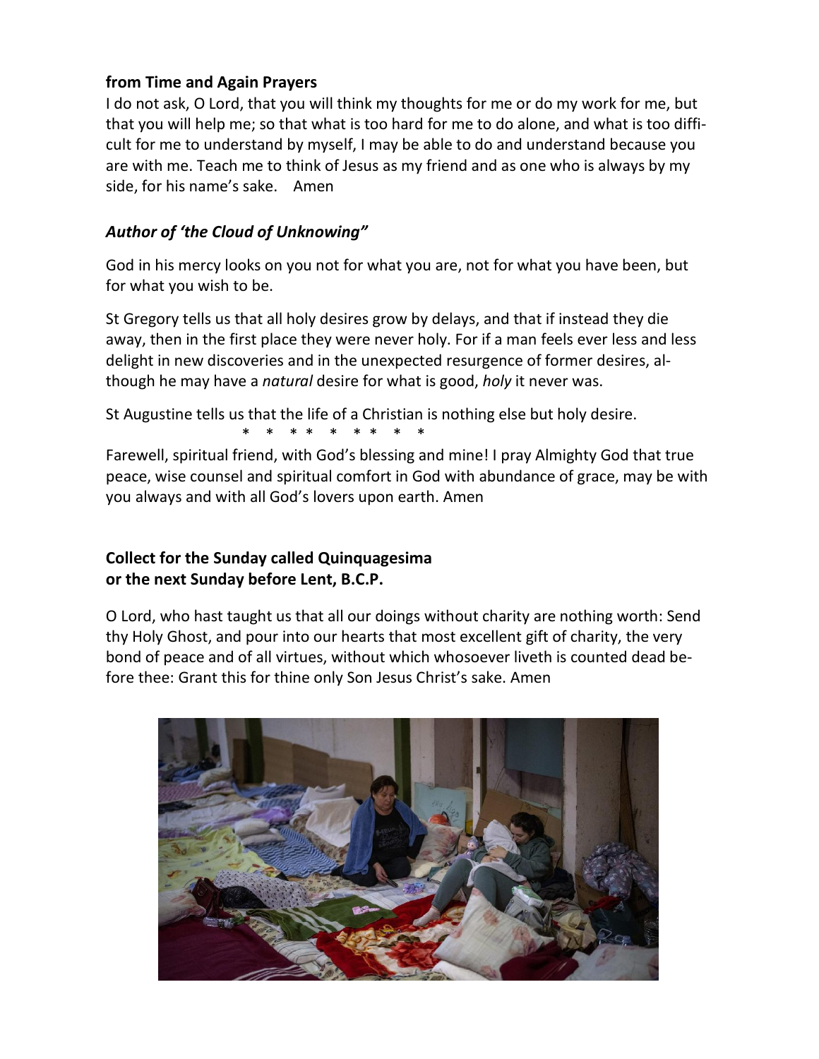**from Time and Again Prayers**

I do not ask, O Lord, that you will think my thoughts for me or do my work for me, but that you will help me; so that what is too hard for me to do alone, and what is too difficult for me to understand by myself, I may be able to do and understand because you are with me. Teach me to think of Jesus as my friend and as one who is always by my side, for his name's sake. Amen

### *Author of 'the Cloud of Unknowing"*

God in his mercy looks on you not for what you are, not for what you have been, but for what you wish to be.

St Gregory tells us that all holy desires grow by delays, and that if instead they die away, then in the first place they were never holy. For if a man feels ever less and less delight in new discoveries and in the unexpected resurgence of former desires, although he may have a *natural* desire for what is good, *holy* it never was.

St Augustine tells us that the life of a Christian is nothing else but holy desire.

\* \* \* \* \* \* \* \* \*

Farewell, spiritual friend, with God's blessing and mine! I pray Almighty God that true peace, wise counsel and spiritual comfort in God with abundance of grace, may be with you always and with all God's lovers upon earth. Amen

**Collect for the Sunday called Quinquagesima**
**or the next Sunday before Lent, B.C.P.**

O Lord, who hast taught us that all our doings without charity are nothing worth: Send thy Holy Ghost, and pour into our hearts that most excellent gift of charity, the very bond of peace and of all virtues, without which whosoever liveth is counted dead before thee: Grant this for thine only Son Jesus Christ's sake. Amen